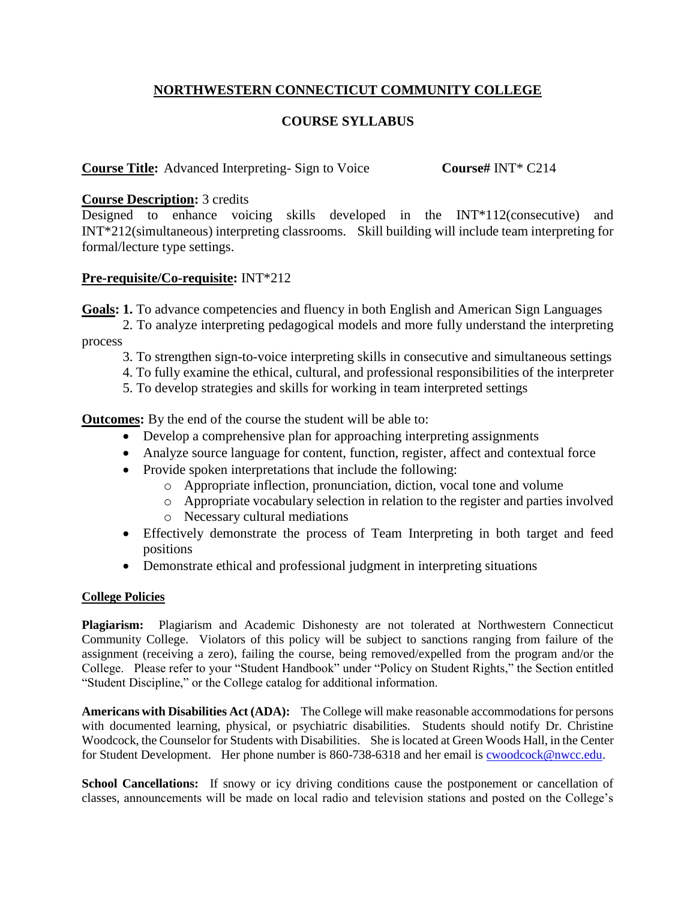# NORTHWESTERN CONNECTICUT COMMUNITY COLLEGE

## COURSE SYLLABUS

**Course Title:** Advanced Interpreting- Sign to Voice **Course#** INT* C214

**Course Description:** 3 credits
Designed to enhance voicing skills developed in the INT*112(consecutive) and INT*212(simultaneous) interpreting classrooms. Skill building will include team interpreting for formal/lecture type settings.

**Pre-requisite/Co-requisite:** INT*212

**Goals:** **1.** To advance competencies and fluency in both English and American Sign Languages
2. To analyze interpreting pedagogical models and more fully understand the interpreting process
3. To strengthen sign-to-voice interpreting skills in consecutive and simultaneous settings
4. To fully examine the ethical, cultural, and professional responsibilities of the interpreter
5. To develop strategies and skills for working in team interpreted settings

**Outcomes:** By the end of the course the student will be able to:

- Develop a comprehensive plan for approaching interpreting assignments
- Analyze source language for content, function, register, affect and contextual force
- Provide spoken interpretations that include the following:
  - Appropriate inflection, pronunciation, diction, vocal tone and volume
  - Appropriate vocabulary selection in relation to the register and parties involved
  - Necessary cultural mediations
- Effectively demonstrate the process of Team Interpreting in both target and feed positions
- Demonstrate ethical and professional judgment in interpreting situations

### College Policies

**Plagiarism:** Plagiarism and Academic Dishonesty are not tolerated at Northwestern Connecticut Community College. Violators of this policy will be subject to sanctions ranging from failure of the assignment (receiving a zero), failing the course, being removed/expelled from the program and/or the College. Please refer to your "Student Handbook" under "Policy on Student Rights," the Section entitled "Student Discipline," or the College catalog for additional information.

**Americans with Disabilities Act (ADA):** The College will make reasonable accommodations for persons with documented learning, physical, or psychiatric disabilities. Students should notify Dr. Christine Woodcock, the Counselor for Students with Disabilities. She is located at Green Woods Hall, in the Center for Student Development. Her phone number is 860-738-6318 and her email is cwoodcock@nwcc.edu.

**School Cancellations:** If snowy or icy driving conditions cause the postponement or cancellation of classes, announcements will be made on local radio and television stations and posted on the College's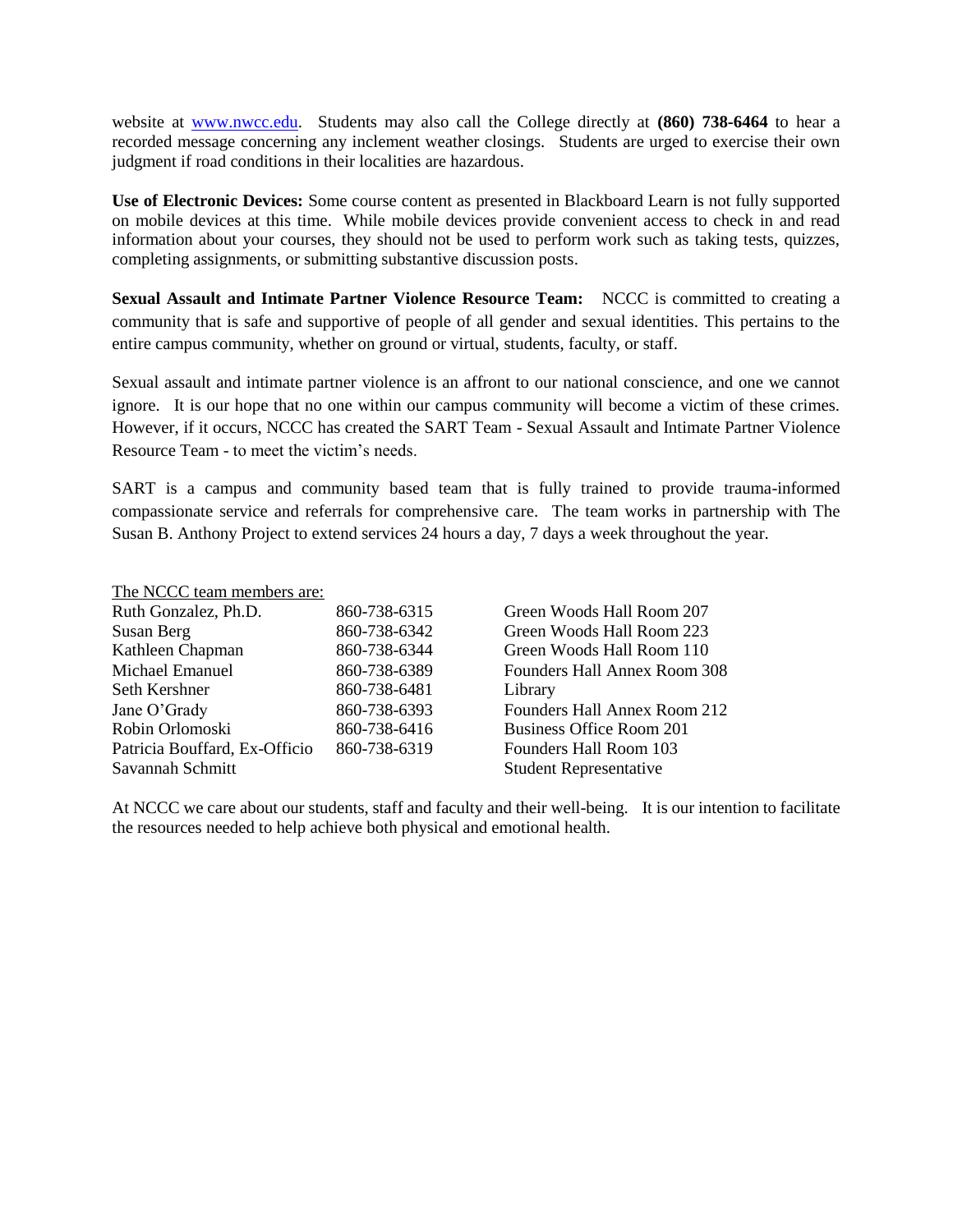website at [www.nwcc.edu](http://www.nwcc.edu). Students may also call the College directly at **(860) 738-6464** to hear a recorded message concerning any inclement weather closings. Students are urged to exercise their own judgment if road conditions in their localities are hazardous.

**Use of Electronic Devices:** Some course content as presented in Blackboard Learn is not fully supported on mobile devices at this time. While mobile devices provide convenient access to check in and read information about your courses, they should not be used to perform work such as taking tests, quizzes, completing assignments, or submitting substantive discussion posts.

**Sexual Assault and Intimate Partner Violence Resource Team:** NCCC is committed to creating a community that is safe and supportive of people of all gender and sexual identities. This pertains to the entire campus community, whether on ground or virtual, students, faculty, or staff.

Sexual assault and intimate partner violence is an affront to our national conscience, and one we cannot ignore. It is our hope that no one within our campus community will become a victim of these crimes. However, if it occurs, NCCC has created the SART Team - Sexual Assault and Intimate Partner Violence Resource Team - to meet the victim's needs.

SART is a campus and community based team that is fully trained to provide trauma-informed compassionate service and referrals for comprehensive care. The team works in partnership with The Susan B. Anthony Project to extend services 24 hours a day, 7 days a week throughout the year.

The NCCC team members are:

| | | |
|---|---|---|
| Ruth Gonzalez, Ph.D. | 860-738-6315 | Green Woods Hall Room 207 |
| Susan Berg | 860-738-6342 | Green Woods Hall Room 223 |
| Kathleen Chapman | 860-738-6344 | Green Woods Hall Room 110 |
| Michael Emanuel | 860-738-6389 | Founders Hall Annex Room 308 |
| Seth Kershner | 860-738-6481 | Library |
| Jane O'Grady | 860-738-6393 | Founders Hall Annex Room 212 |
| Robin Orlomoski | 860-738-6416 | Business Office Room 201 |
| Patricia Bouffard, Ex-Officio | 860-738-6319 | Founders Hall Room 103 |
| Savannah Schmitt | | Student Representative |

At NCCC we care about our students, staff and faculty and their well-being. It is our intention to facilitate the resources needed to help achieve both physical and emotional health.